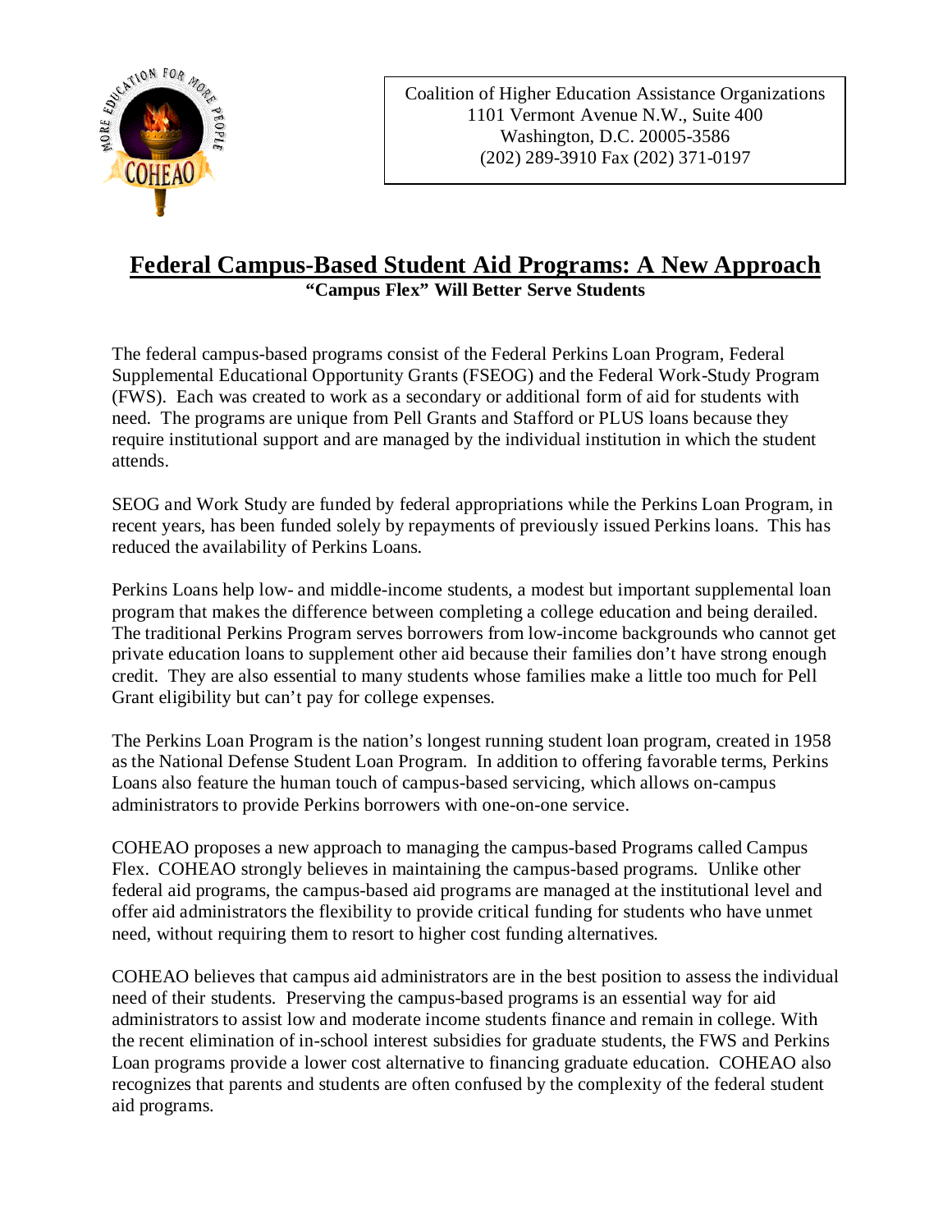Coalition of Higher Education Assistance Organizations
1101 Vermont Avenue N.W., Suite 400
Washington, D.C. 20005-3586
(202) 289-3910 Fax (202) 371-0197

# Federal Campus-Based Student Aid Programs: A New Approach

**"Campus Flex" Will Better Serve Students**

The federal campus-based programs consist of the Federal Perkins Loan Program, Federal Supplemental Educational Opportunity Grants (FSEOG) and the Federal Work-Study Program (FWS). Each was created to work as a secondary or additional form of aid for students with need. The programs are unique from Pell Grants and Stafford or PLUS loans because they require institutional support and are managed by the individual institution in which the student attends.

SEOG and Work Study are funded by federal appropriations while the Perkins Loan Program, in recent years, has been funded solely by repayments of previously issued Perkins loans. This has reduced the availability of Perkins Loans.

Perkins Loans help low- and middle-income students, a modest but important supplemental loan program that makes the difference between completing a college education and being derailed. The traditional Perkins Program serves borrowers from low-income backgrounds who cannot get private education loans to supplement other aid because their families don't have strong enough credit. They are also essential to many students whose families make a little too much for Pell Grant eligibility but can't pay for college expenses.

The Perkins Loan Program is the nation's longest running student loan program, created in 1958 as the National Defense Student Loan Program. In addition to offering favorable terms, Perkins Loans also feature the human touch of campus-based servicing, which allows on-campus administrators to provide Perkins borrowers with one-on-one service.

COHEAO proposes a new approach to managing the campus-based Programs called Campus Flex. COHEAO strongly believes in maintaining the campus-based programs. Unlike other federal aid programs, the campus-based aid programs are managed at the institutional level and offer aid administrators the flexibility to provide critical funding for students who have unmet need, without requiring them to resort to higher cost funding alternatives.

COHEAO believes that campus aid administrators are in the best position to assess the individual need of their students. Preserving the campus-based programs is an essential way for aid administrators to assist low and moderate income students finance and remain in college. With the recent elimination of in-school interest subsidies for graduate students, the FWS and Perkins Loan programs provide a lower cost alternative to financing graduate education. COHEAO also recognizes that parents and students are often confused by the complexity of the federal student aid programs.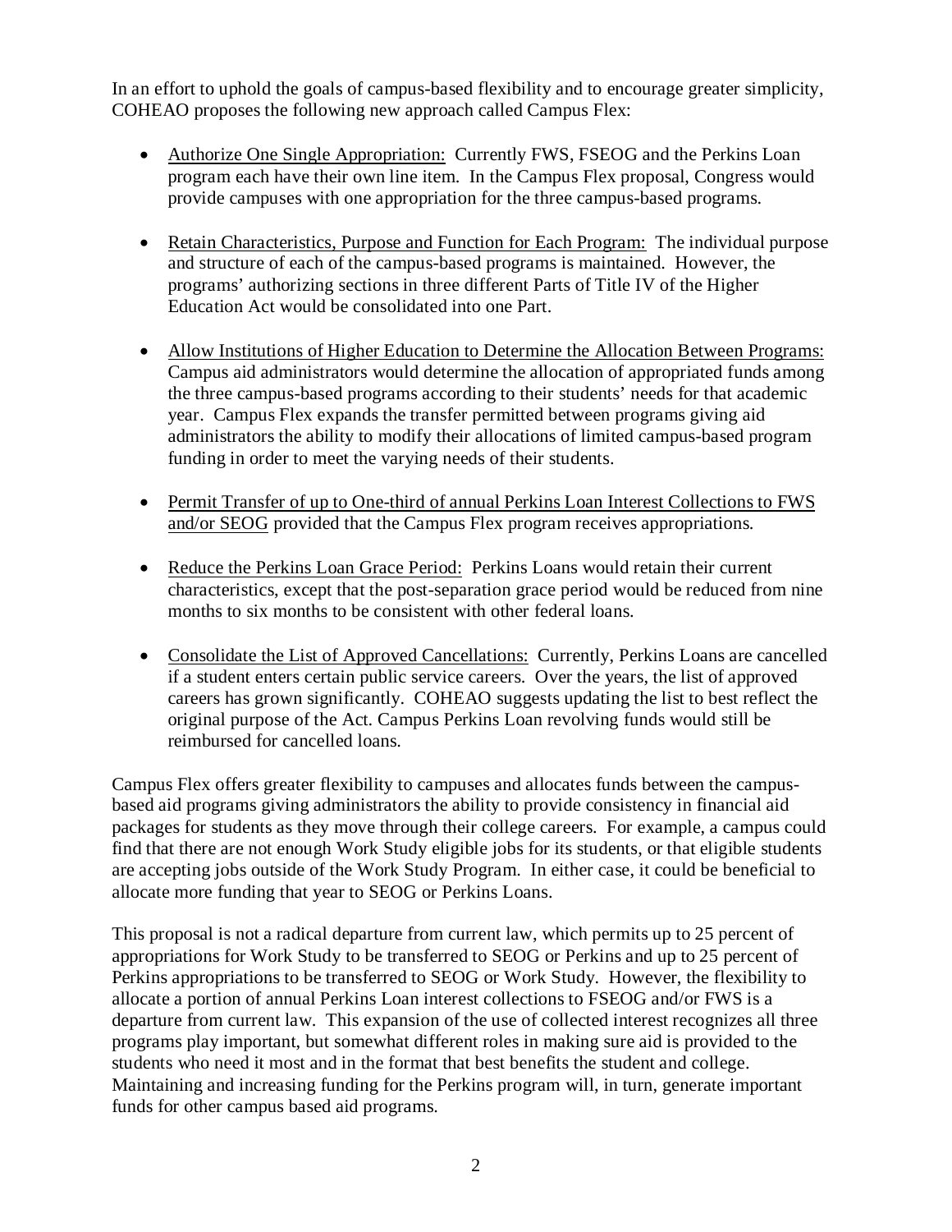In an effort to uphold the goals of campus-based flexibility and to encourage greater simplicity, COHEAO proposes the following new approach called Campus Flex:

- <u>Authorize One Single Appropriation:</u> Currently FWS, FSEOG and the Perkins Loan program each have their own line item. In the Campus Flex proposal, Congress would provide campuses with one appropriation for the three campus-based programs.

- <u>Retain Characteristics, Purpose and Function for Each Program:</u> The individual purpose and structure of each of the campus-based programs is maintained. However, the programs' authorizing sections in three different Parts of Title IV of the Higher Education Act would be consolidated into one Part.

- <u>Allow Institutions of Higher Education to Determine the Allocation Between Programs:</u> Campus aid administrators would determine the allocation of appropriated funds among the three campus-based programs according to their students' needs for that academic year. Campus Flex expands the transfer permitted between programs giving aid administrators the ability to modify their allocations of limited campus-based program funding in order to meet the varying needs of their students.

- <u>Permit Transfer of up to One-third of annual Perkins Loan Interest Collections to FWS and/or SEOG</u> provided that the Campus Flex program receives appropriations.

- <u>Reduce the Perkins Loan Grace Period:</u> Perkins Loans would retain their current characteristics, except that the post-separation grace period would be reduced from nine months to six months to be consistent with other federal loans.

- <u>Consolidate the List of Approved Cancellations:</u> Currently, Perkins Loans are cancelled if a student enters certain public service careers. Over the years, the list of approved careers has grown significantly. COHEAO suggests updating the list to best reflect the original purpose of the Act. Campus Perkins Loan revolving funds would still be reimbursed for cancelled loans.

Campus Flex offers greater flexibility to campuses and allocates funds between the campus-based aid programs giving administrators the ability to provide consistency in financial aid packages for students as they move through their college careers. For example, a campus could find that there are not enough Work Study eligible jobs for its students, or that eligible students are accepting jobs outside of the Work Study Program. In either case, it could be beneficial to allocate more funding that year to SEOG or Perkins Loans.

This proposal is not a radical departure from current law, which permits up to 25 percent of appropriations for Work Study to be transferred to SEOG or Perkins and up to 25 percent of Perkins appropriations to be transferred to SEOG or Work Study. However, the flexibility to allocate a portion of annual Perkins Loan interest collections to FSEOG and/or FWS is a departure from current law. This expansion of the use of collected interest recognizes all three programs play important, but somewhat different roles in making sure aid is provided to the students who need it most and in the format that best benefits the student and college. Maintaining and increasing funding for the Perkins program will, in turn, generate important funds for other campus based aid programs.